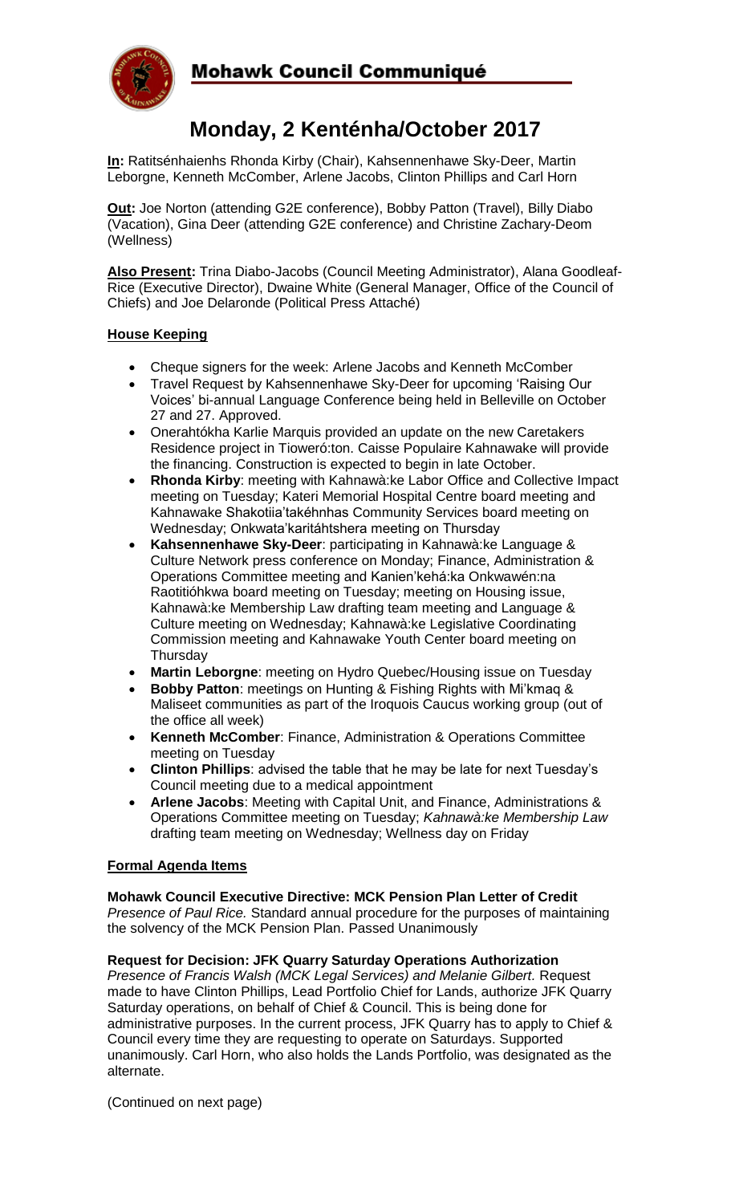## Mohawk Council Communiqué

# Monday, 2 Kenténha/October 2017

**In:** Ratitsénhaienhs Rhonda Kirby (Chair), Kahsennenhawe Sky-Deer, Martin Leborgne, Kenneth McComber, Arlene Jacobs, Clinton Phillips and Carl Horn

**Out:** Joe Norton (attending G2E conference), Bobby Patton (Travel), Billy Diabo (Vacation), Gina Deer (attending G2E conference) and Christine Zachary-Deom (Wellness)

**Also Present:** Trina Diabo-Jacobs (Council Meeting Administrator), Alana Goodleaf-Rice (Executive Director), Dwaine White (General Manager, Office of the Council of Chiefs) and Joe Delaronde (Political Press Attaché)

### House Keeping

- Cheque signers for the week: Arlene Jacobs and Kenneth McComber
- Travel Request by Kahsennenhawe Sky-Deer for upcoming 'Raising Our Voices' bi-annual Language Conference being held in Belleville on October 27 and 27. Approved.
- Onerahtókha Karlie Marquis provided an update on the new Caretakers Residence project in Tioweró:ton. Caisse Populaire Kahnawake will provide the financing. Construction is expected to begin in late October.
- **Rhonda Kirby**: meeting with Kahnawà:ke Labor Office and Collective Impact meeting on Tuesday; Kateri Memorial Hospital Centre board meeting and Kahnawake Shakotiia'takéhnhas Community Services board meeting on Wednesday; Onkwata'karitáhtshera meeting on Thursday
- **Kahsennenhawe Sky-Deer**: participating in Kahnawà:ke Language & Culture Network press conference on Monday; Finance, Administration & Operations Committee meeting and Kanien'kehá:ka Onkwawén:na Raotitióhkwa board meeting on Tuesday; meeting on Housing issue, Kahnawà:ke Membership Law drafting team meeting and Language & Culture meeting on Wednesday; Kahnawà:ke Legislative Coordinating Commission meeting and Kahnawake Youth Center board meeting on Thursday
- **Martin Leborgne**: meeting on Hydro Quebec/Housing issue on Tuesday
- **Bobby Patton**: meetings on Hunting & Fishing Rights with Mi'kmaq & Maliseet communities as part of the Iroquois Caucus working group (out of the office all week)
- **Kenneth McComber**: Finance, Administration & Operations Committee meeting on Tuesday
- **Clinton Phillips**: advised the table that he may be late for next Tuesday's Council meeting due to a medical appointment
- **Arlene Jacobs**: Meeting with Capital Unit, and Finance, Administrations & Operations Committee meeting on Tuesday; *Kahnawà:ke Membership Law* drafting team meeting on Wednesday; Wellness day on Friday

### Formal Agenda Items

**Mohawk Council Executive Directive: MCK Pension Plan Letter of Credit**
*Presence of Paul Rice.* Standard annual procedure for the purposes of maintaining the solvency of the MCK Pension Plan. Passed Unanimously

**Request for Decision: JFK Quarry Saturday Operations Authorization**
*Presence of Francis Walsh (MCK Legal Services) and Melanie Gilbert.* Request made to have Clinton Phillips, Lead Portfolio Chief for Lands, authorize JFK Quarry Saturday operations, on behalf of Chief & Council. This is being done for administrative purposes. In the current process, JFK Quarry has to apply to Chief & Council every time they are requesting to operate on Saturdays. Supported unanimously. Carl Horn, who also holds the Lands Portfolio, was designated as the alternate.

(Continued on next page)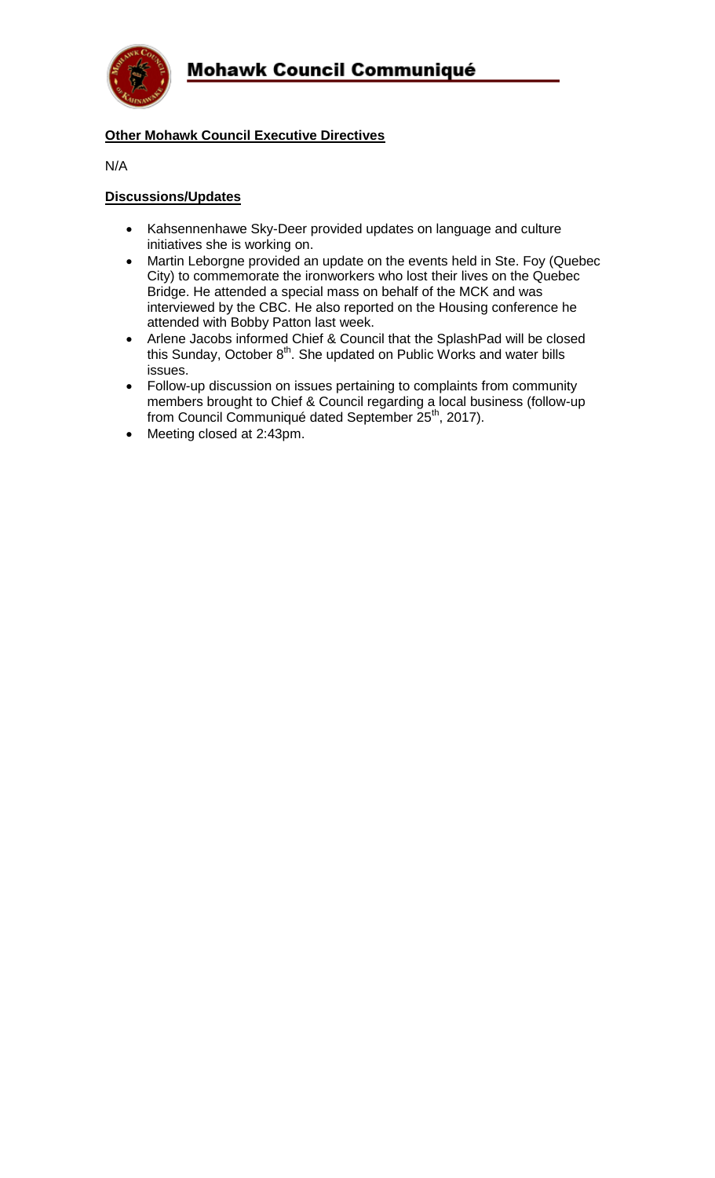**Other Mohawk Council Executive Directives**

N/A

**Discussions/Updates**

- Kahsennenhawe Sky-Deer provided updates on language and culture initiatives she is working on.
- Martin Leborgne provided an update on the events held in Ste. Foy (Quebec City) to commemorate the ironworkers who lost their lives on the Quebec Bridge. He attended a special mass on behalf of the MCK and was interviewed by the CBC. He also reported on the Housing conference he attended with Bobby Patton last week.
- Arlene Jacobs informed Chief & Council that the SplashPad will be closed this Sunday, October 8th. She updated on Public Works and water bills issues.
- Follow-up discussion on issues pertaining to complaints from community members brought to Chief & Council regarding a local business (follow-up from Council Communiqué dated September 25th, 2017).
- Meeting closed at 2:43pm.